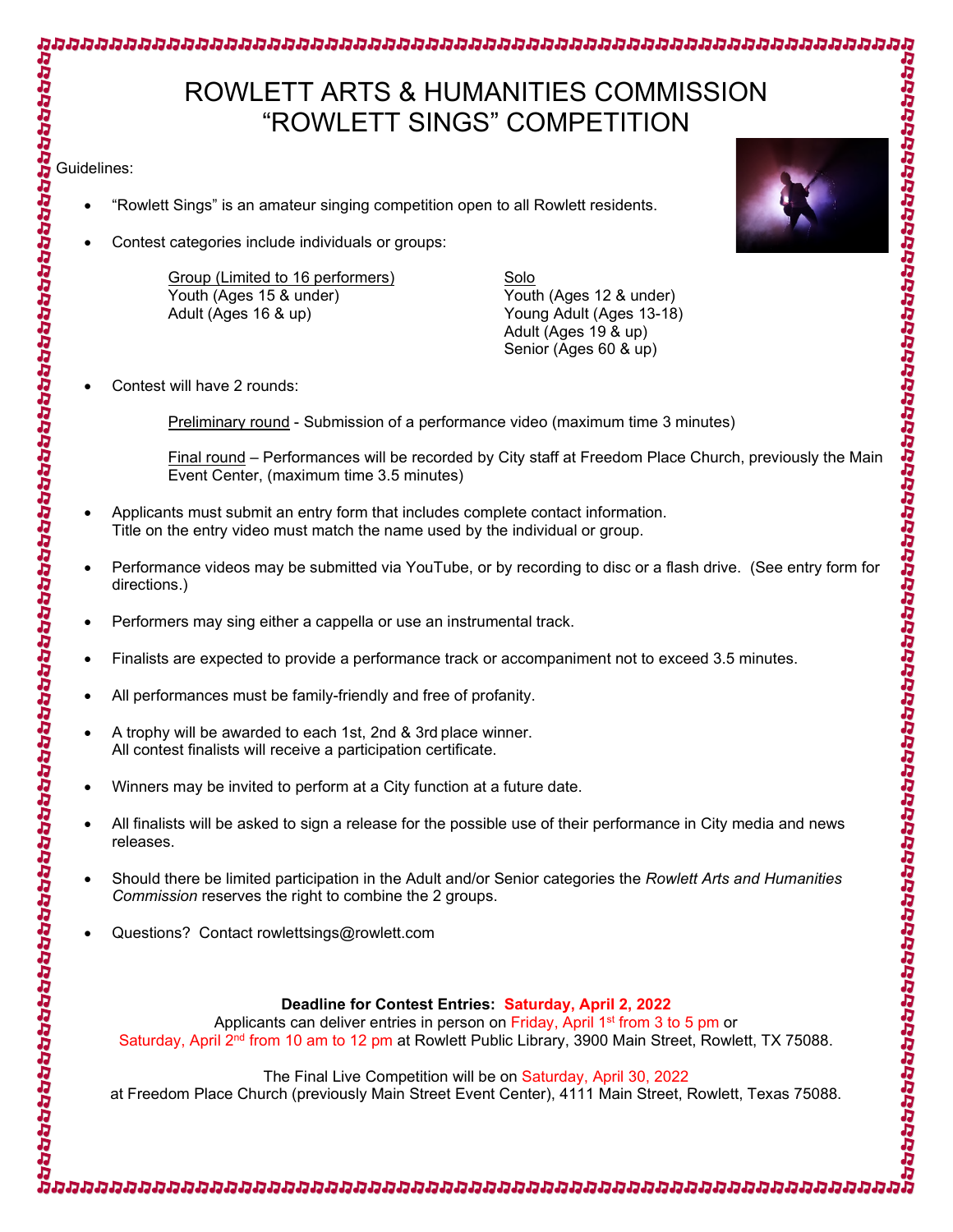# ROWLETT ARTS & HUMANITIES COMMISSION
# "ROWLETT SINGS" COMPETITION

Guidelines:

- "Rowlett Sings" is an amateur singing competition open to all Rowlett residents.

- Contest categories include individuals or groups:

| Group (Limited to 16 performers) | Solo |
|---|---|
| Youth (Ages 15 & under) | Youth (Ages 12 & under) |
| Adult (Ages 16 & up) | Young Adult (Ages 13-18) |
| | Adult (Ages 19 & up) |
| | Senior (Ages 60 & up) |

- Contest will have 2 rounds:

  Preliminary round - Submission of a performance video (maximum time 3 minutes)

  Final round – Performances will be recorded by City staff at Freedom Place Church, previously the Main Event Center, (maximum time 3.5 minutes)

- Applicants must submit an entry form that includes complete contact information.
  Title on the entry video must match the name used by the individual or group.

- Performance videos may be submitted via YouTube, or by recording to disc or a flash drive. (See entry form for directions.)

- Performers may sing either a cappella or use an instrumental track.

- Finalists are expected to provide a performance track or accompaniment not to exceed 3.5 minutes.

- All performances must be family-friendly and free of profanity.

- A trophy will be awarded to each 1st, 2nd & 3rd place winner.
  All contest finalists will receive a participation certificate.

- Winners may be invited to perform at a City function at a future date.

- All finalists will be asked to sign a release for the possible use of their performance in City media and news releases.

- Should there be limited participation in the Adult and/or Senior categories the *Rowlett Arts and Humanities Commission* reserves the right to combine the 2 groups.

- Questions? Contact rowlettsings@rowlett.com

**Deadline for Contest Entries: Saturday, April 2, 2022**

Applicants can deliver entries in person on Friday, April 1st from 3 to 5 pm or Saturday, April 2nd from 10 am to 12 pm at Rowlett Public Library, 3900 Main Street, Rowlett, TX 75088.

The Final Live Competition will be on Saturday, April 30, 2022 at Freedom Place Church (previously Main Street Event Center), 4111 Main Street, Rowlett, Texas 75088.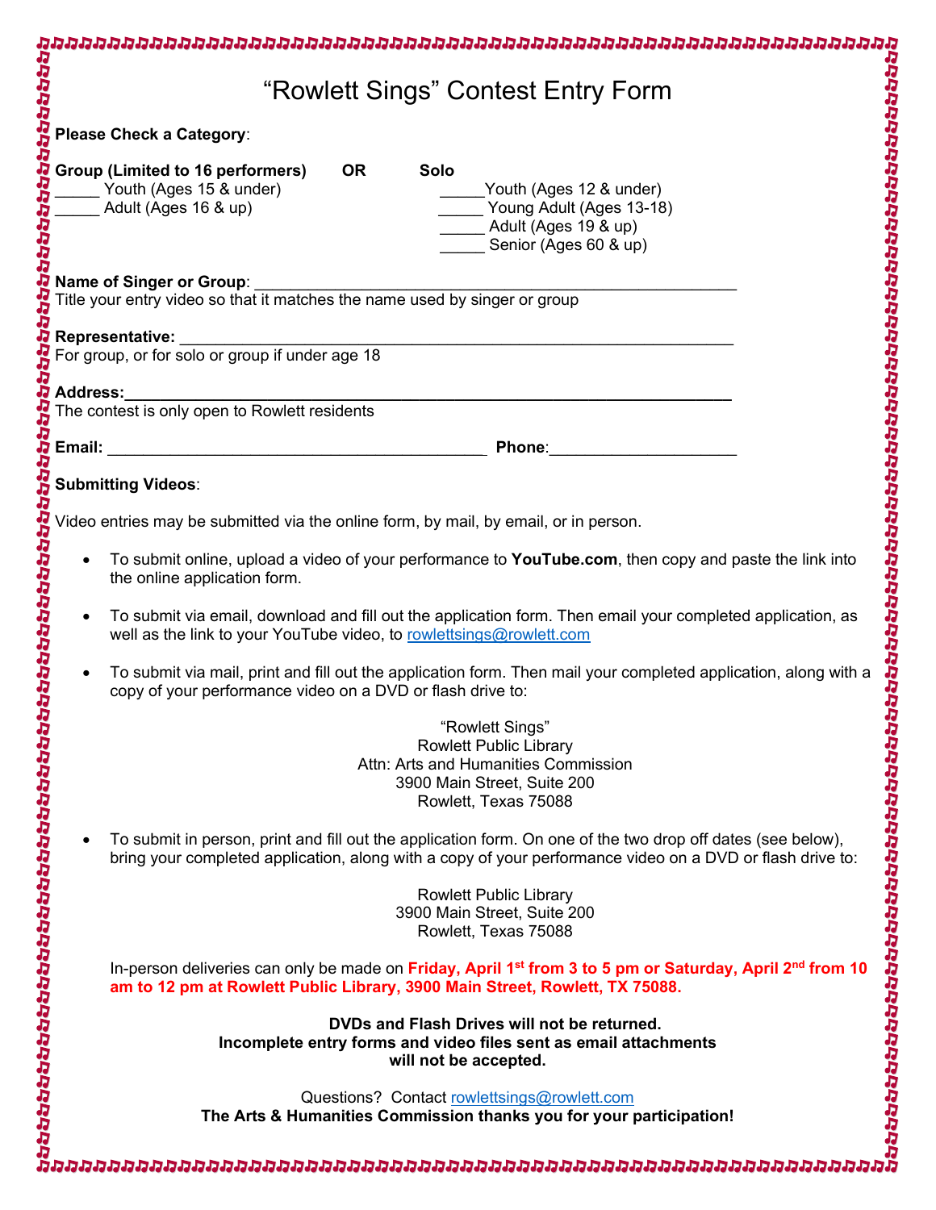# "Rowlett Sings" Contest Entry Form

**Please Check a Category**:

**Group (Limited to 16 performers)** OR **Solo**

Group:
- _____ Youth (Ages 15 & under)
- _____ Adult (Ages 16 & up)

Solo:
- _____Youth (Ages 12 & under)
- _____ Young Adult (Ages 13-18)
- _____ Adult (Ages 19 & up)
- _____ Senior (Ages 60 & up)

**Name of Singer or Group**: _______________________________________________________
Title your entry video so that it matches the name used by singer or group

**Representative:** ___________________________________________________________
For group, or for solo or group if under age 18

**Address:**_____________________________________________________________________
The contest is only open to Rowlett residents

**Email:** ____________________________________________ **Phone**:_____________________

**Submitting Videos**:

Video entries may be submitted via the online form, by mail, by email, or in person.

- To submit online, upload a video of your performance to **YouTube.com**, then copy and paste the link into the online application form.

- To submit via email, download and fill out the application form. Then email your completed application, as well as the link to your YouTube video, to rowlettsings@rowlett.com

- To submit via mail, print and fill out the application form. Then mail your completed application, along with a copy of your performance video on a DVD or flash drive to:

  "Rowlett Sings"
  Rowlett Public Library
  Attn: Arts and Humanities Commission
  3900 Main Street, Suite 200
  Rowlett, Texas 75088

- To submit in person, print and fill out the application form. On one of the two drop off dates (see below), bring your completed application, along with a copy of your performance video on a DVD or flash drive to:

  Rowlett Public Library
  3900 Main Street, Suite 200
  Rowlett, Texas 75088

  In-person deliveries can only be made on **Friday, April 1st from 3 to 5 pm or Saturday, April 2nd from 10 am to 12 pm at Rowlett Public Library, 3900 Main Street, Rowlett, TX 75088.**

**DVDs and Flash Drives will not be returned.**
**Incomplete entry forms and video files sent as email attachments will not be accepted.**

Questions? Contact rowlettsings@rowlett.com
**The Arts & Humanities Commission thanks you for your participation!**